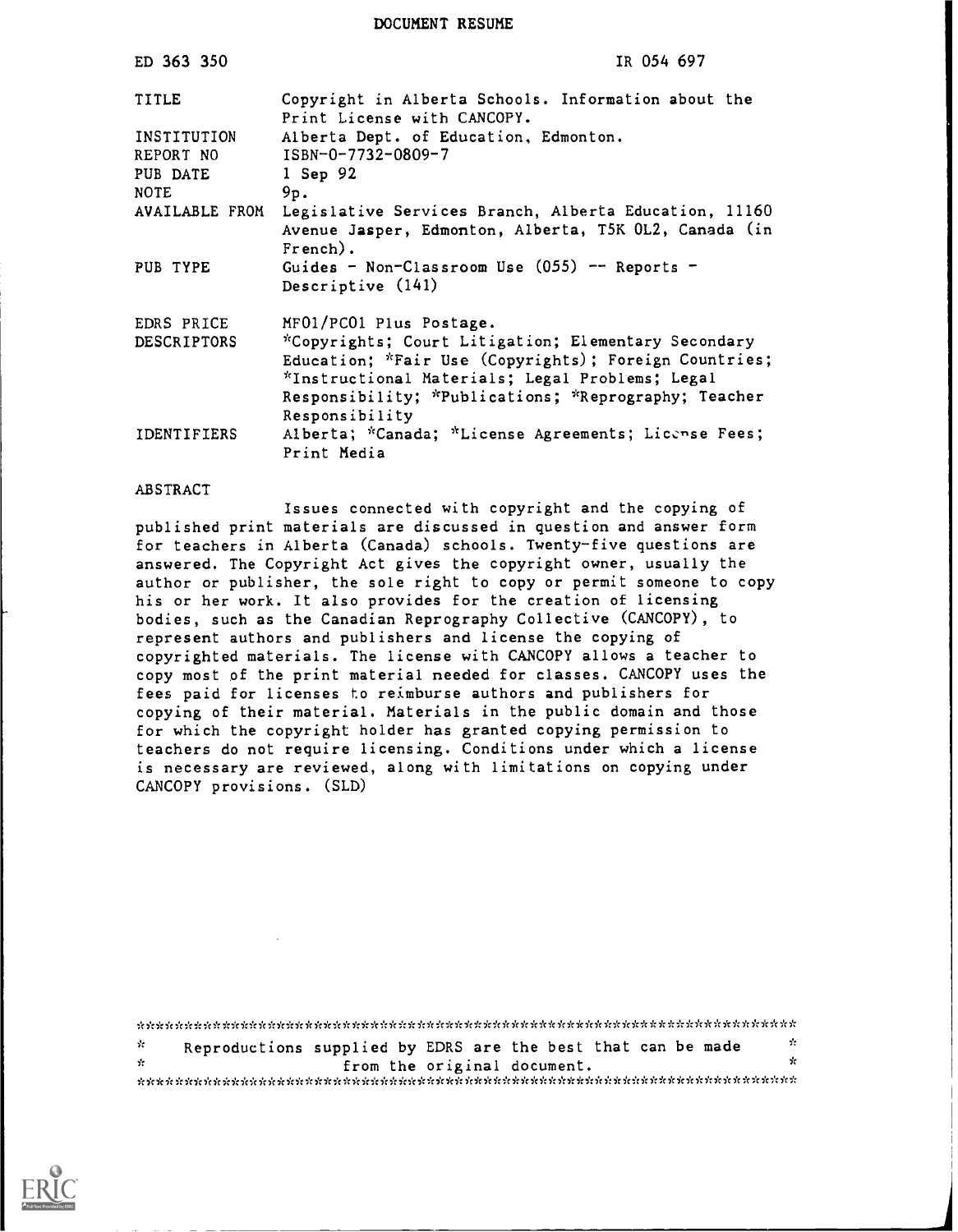DOCUMENT RESUME

| | |
|---|---|
| ED 363 350 | IR 054 697 |
| TITLE | Copyright in Alberta Schools. Information about the Print License with CANCOPY. |
| INSTITUTION | Alberta Dept. of Education, Edmonton. |
| REPORT NO | ISBN-0-7732-0809-7 |
| PUB DATE | 1 Sep 92 |
| NOTE | 9p. |
| AVAILABLE FROM | Legislative Services Branch, Alberta Education, 11160 Avenue Jasper, Edmonton, Alberta, T5K 0L2, Canada (in French). |
| PUB TYPE | Guides - Non-Classroom Use (055) -- Reports - Descriptive (141) |
| EDRS PRICE | MF01/PC01 Plus Postage. |
| DESCRIPTORS | *Copyrights; Court Litigation; Elementary Secondary Education; *Fair Use (Copyrights); Foreign Countries; *Instructional Materials; Legal Problems; Legal Responsibility; *Publications; *Reprography; Teacher Responsibility |
| IDENTIFIERS | Alberta; *Canada; *License Agreements; License Fees; Print Media |

ABSTRACT

Issues connected with copyright and the copying of published print materials are discussed in question and answer form for teachers in Alberta (Canada) schools. Twenty-five questions are answered. The Copyright Act gives the copyright owner, usually the author or publisher, the sole right to copy or permit someone to copy his or her work. It also provides for the creation of licensing bodies, such as the Canadian Reprography Collective (CANCOPY), to represent authors and publishers and license the copying of copyrighted materials. The license with CANCOPY allows a teacher to copy most of the print material needed for classes. CANCOPY uses the fees paid for licenses to reimburse authors and publishers for copying of their material. Materials in the public domain and those for which the copyright holder has granted copying permission to teachers do not require licensing. Conditions under which a license is necessary are reviewed, along with limitations on copying under CANCOPY provisions. (SLD)

***********************************************************************
* Reproductions supplied by EDRS are the best that can be made *
* from the original document. *
***********************************************************************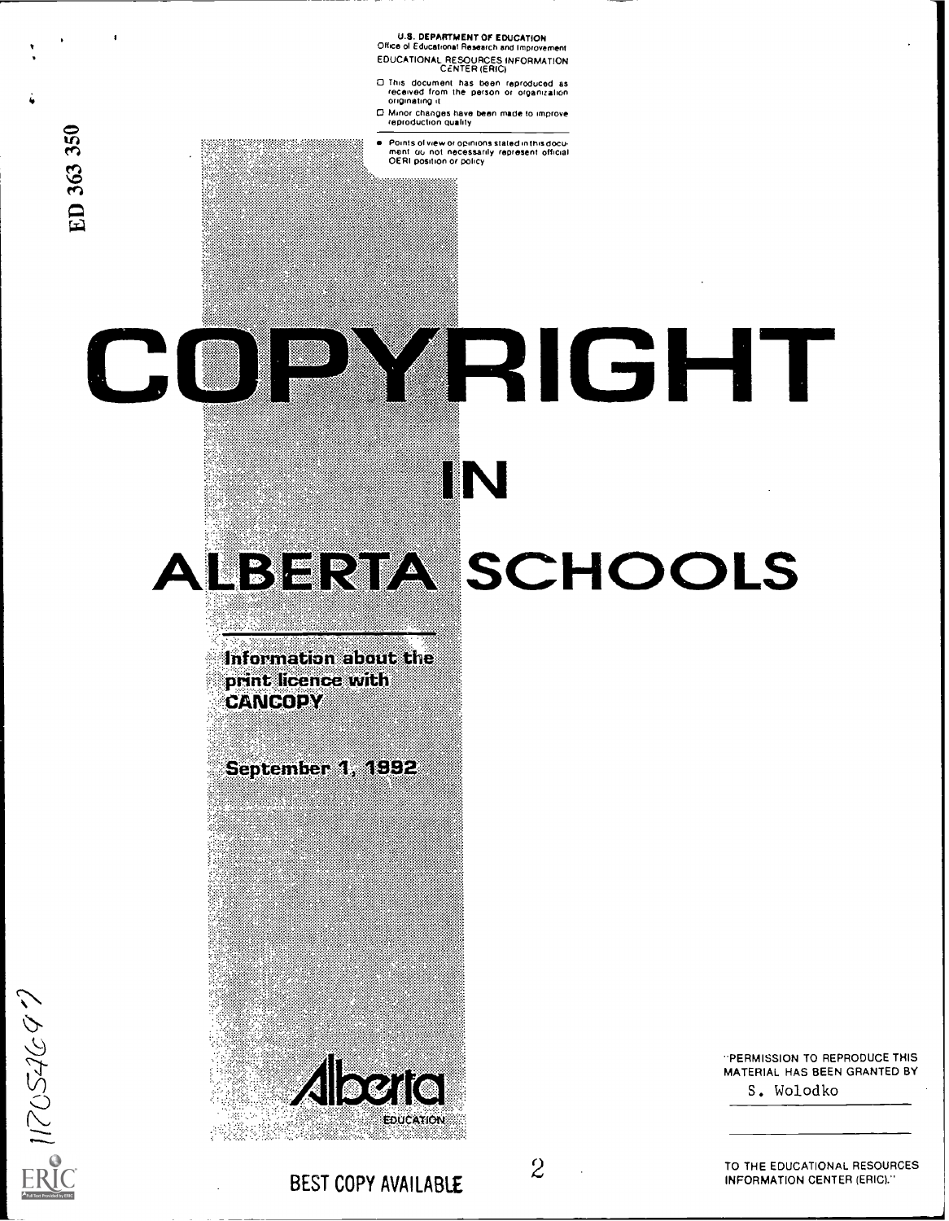U.S. DEPARTMENT OF EDUCATION
Office of Educational Research and Improvement
EDUCATIONAL RESOURCES INFORMATION CENTER (ERIC)

- This document has been reproduced as received from the person or organization originating it.
- Minor changes have been made to improve reproduction quality.
- Points of view or opinions stated in this document do not necessarily represent official OERI position or policy.

ED 363 350

# COPYRIGHT IN ALBERTA SCHOOLS

**Information about the print licence with CANCOPY**

**September 1, 1992**

Alberta EDUCATION

"PERMISSION TO REPRODUCE THIS MATERIAL HAS BEEN GRANTED BY

S. Wolodko

TO THE EDUCATIONAL RESOURCES INFORMATION CENTER (ERIC)."

BEST COPY AVAILABLE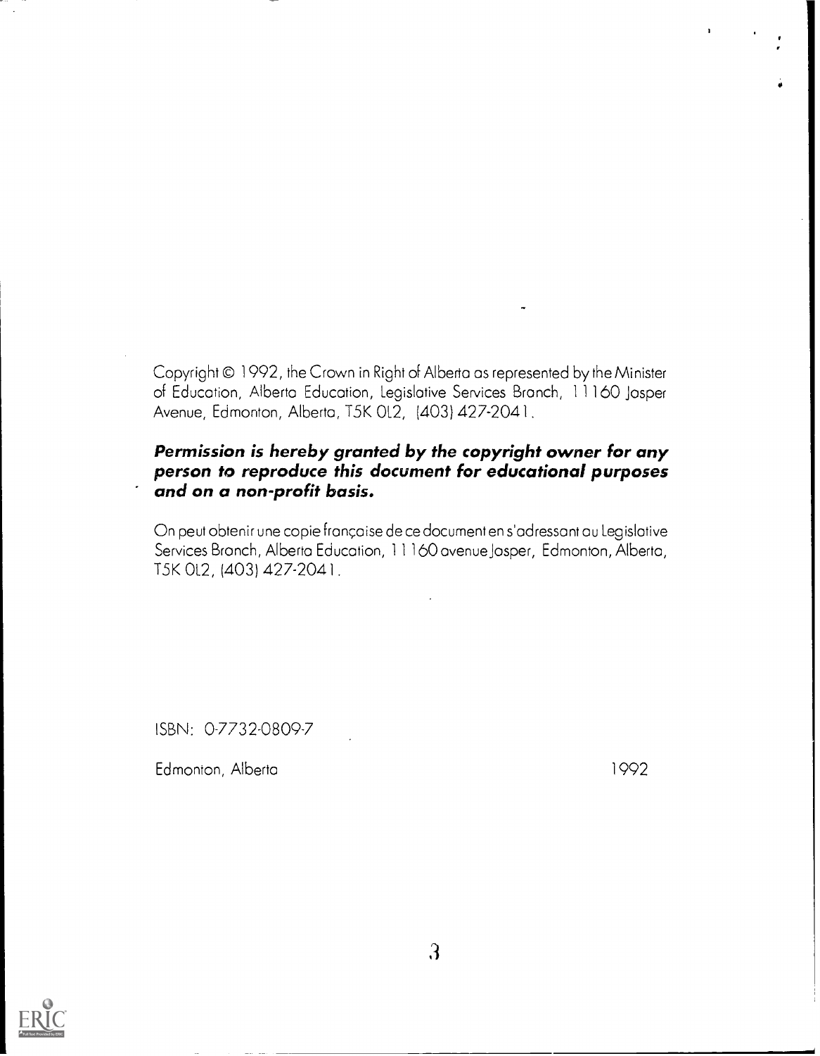Copyright © 1992, the Crown in Right of Alberta as represented by the Minister of Education, Alberta Education, Legislative Services Branch, 11160 Jasper Avenue, Edmonton, Alberta, T5K 0L2, (403) 427-2041.

***Permission is hereby granted by the copyright owner for any person to reproduce this document for educational purposes and on a non-profit basis.***

On peut obtenir une copie française de ce document en s'adressant au Legislative Services Branch, Alberta Education, 11160 avenue Jasper, Edmonton, Alberta, T5K 0L2, (403) 427-2041.

ISBN: 0-7732-0809-7

Edmonton, Alberta 1992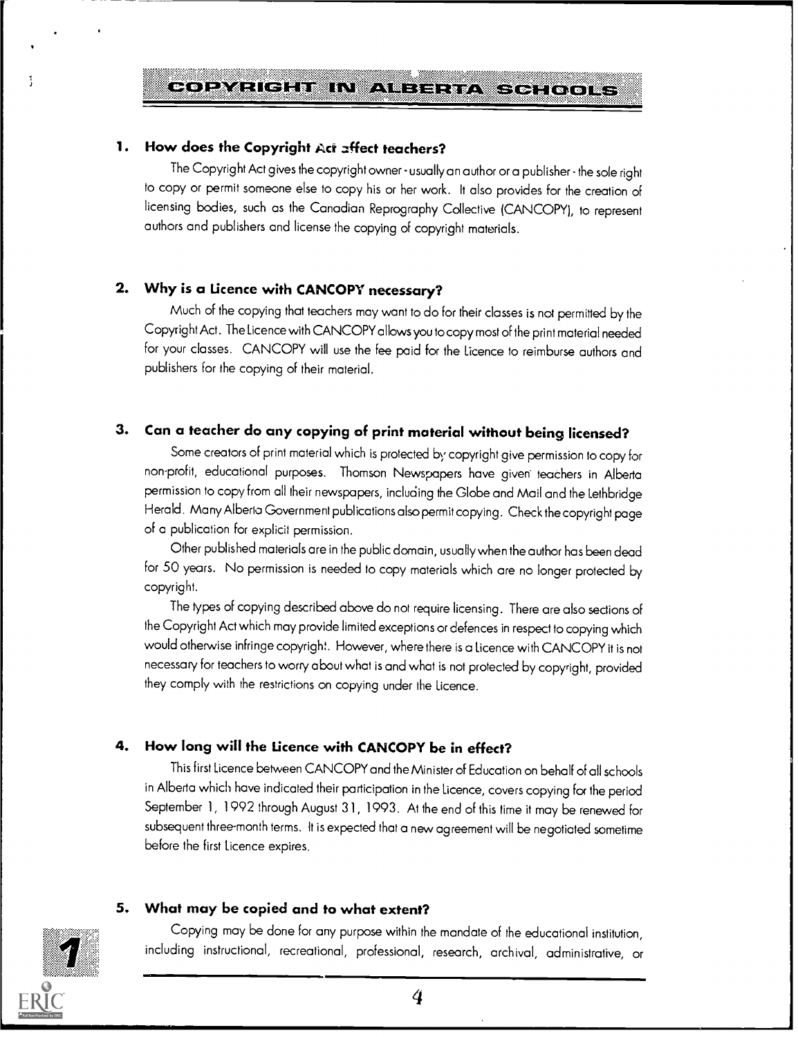# COPYRIGHT IN ALBERTA SCHOOLS

## 1. How does the Copyright Act affect teachers?

The Copyright Act gives the copyright owner - usually an author or a publisher - the sole right to copy or permit someone else to copy his or her work. It also provides for the creation of licensing bodies, such as the Canadian Reprography Collective (CANCOPY), to represent authors and publishers and license the copying of copyright materials.

## 2. Why is a Licence with CANCOPY necessary?

Much of the copying that teachers may want to do for their classes is not permitted by the Copyright Act. The Licence with CANCOPY allows you to copy most of the print material needed for your classes. CANCOPY will use the fee paid for the Licence to reimburse authors and publishers for the copying of their material.

## 3. Can a teacher do any copying of print material without being licensed?

Some creators of print material which is protected by copyright give permission to copy for non-profit, educational purposes. Thomson Newspapers have given teachers in Alberta permission to copy from all their newspapers, including the Globe and Mail and the Lethbridge Herald. Many Alberta Government publications also permit copying. Check the copyright page of a publication for explicit permission.

Other published materials are in the public domain, usually when the author has been dead for 50 years. No permission is needed to copy materials which are no longer protected by copyright.

The types of copying described above do not require licensing. There are also sections of the Copyright Act which may provide limited exceptions or defences in respect to copying which would otherwise infringe copyright. However, where there is a Licence with CANCOPY it is not necessary for teachers to worry about what is and what is not protected by copyright, provided they comply with the restrictions on copying under the Licence.

## 4. How long will the Licence with CANCOPY be in effect?

This first Licence between CANCOPY and the Minister of Education on behalf of all schools in Alberta which have indicated their participation in the Licence, covers copying for the period September 1, 1992 through August 31, 1993. At the end of this time it may be renewed for subsequent three-month terms. It is expected that a new agreement will be negotiated sometime before the first Licence expires.

## 5. What may be copied and to what extent?

Copying may be done for any purpose within the mandate of the educational institution, including instructional, recreational, professional, research, archival, administrative, or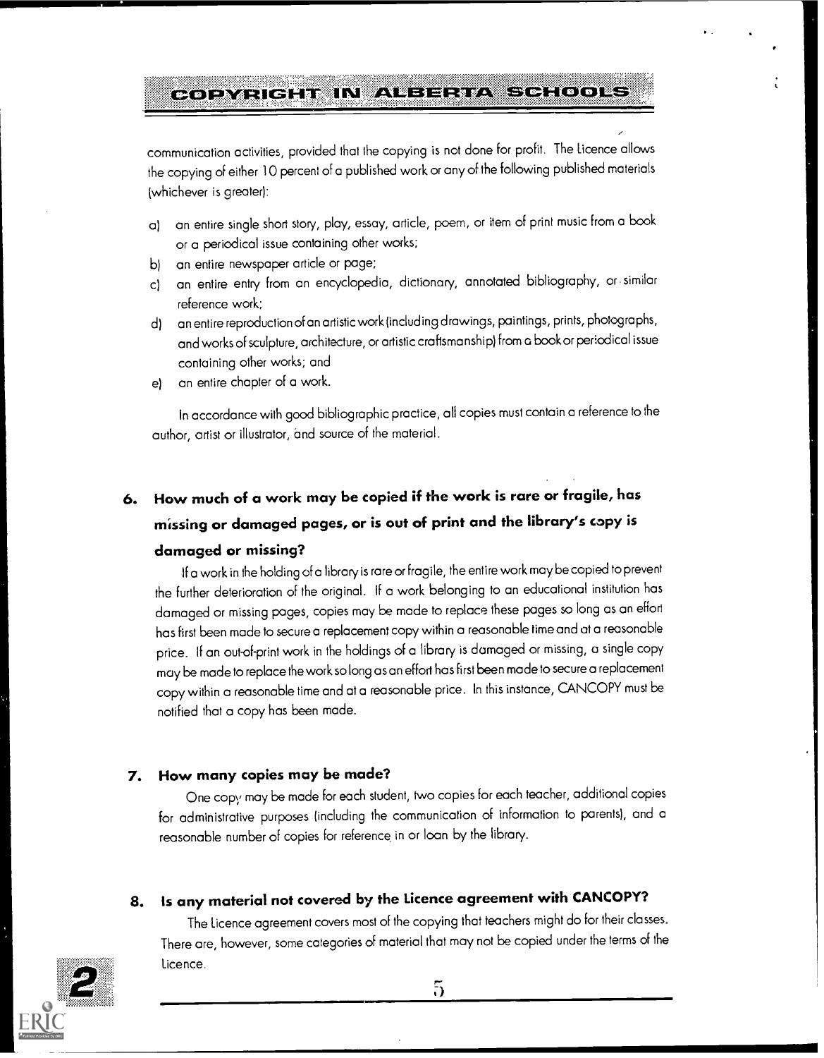communication activities, provided that the copying is not done for profit. The Licence allows the copying of either 10 percent of a published work or any of the following published materials (whichever is greater):

a) an entire single short story, play, essay, article, poem, or item of print music from a book or a periodical issue containing other works;
b) an entire newspaper article or page;
c) an entire entry from an encyclopedia, dictionary, annotated bibliography, or similar reference work;
d) an entire reproduction of an artistic work (including drawings, paintings, prints, photographs, and works of sculpture, architecture, or artistic craftsmanship) from a book or periodical issue containing other works; and
e) an entire chapter of a work.

In accordance with good bibliographic practice, all copies must contain a reference to the author, artist or illustrator, and source of the material.

## 6. How much of a work may be copied if the work is rare or fragile, has missing or damaged pages, or is out of print and the library's copy is damaged or missing?

If a work in the holding of a library is rare or fragile, the entire work may be copied to prevent the further deterioration of the original. If a work belonging to an educational institution has damaged or missing pages, copies may be made to replace these pages so long as an effort has first been made to secure a replacement copy within a reasonable time and at a reasonable price. If an out-of-print work in the holdings of a library is damaged or missing, a single copy may be made to replace the work so long as an effort has first been made to secure a replacement copy within a reasonable time and at a reasonable price. In this instance, CANCOPY must be notified that a copy has been made.

## 7. How many copies may be made?

One copy may be made for each student, two copies for each teacher, additional copies for administrative purposes (including the communication of information to parents), and a reasonable number of copies for reference in or loan by the library.

## 8. Is any material not covered by the Licence agreement with CANCOPY?

The Licence agreement covers most of the copying that teachers might do for their classes. There are, however, some categories of material that may not be copied under the terms of the Licence.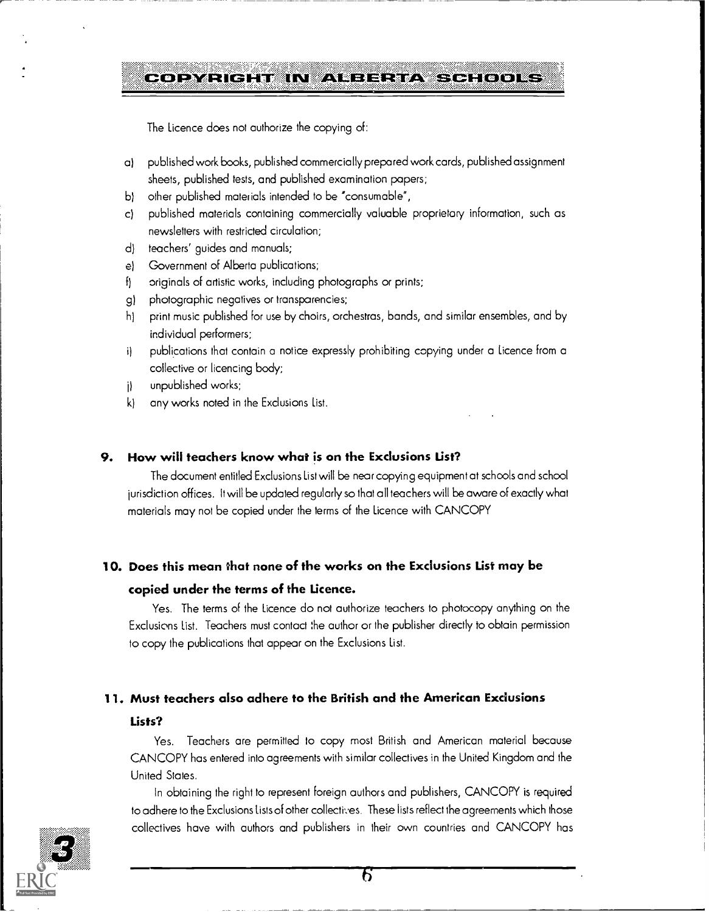The Licence does not authorize the copying of:

a) published work books, published commercially prepared work cards, published assignment sheets, published tests, and published examination papers;
b) other published materials intended to be "consumable",
c) published materials containing commercially valuable proprietary information, such as newsletters with restricted circulation;
d) teachers' guides and manuals;
e) Government of Alberta publications;
f) originals of artistic works, including photographs or prints;
g) photographic negatives or transparencies;
h) print music published for use by choirs, orchestras, bands, and similar ensembles, and by individual performers;
i) publications that contain a notice expressly prohibiting copying under a Licence from a collective or licencing body;
j) unpublished works;
k) any works noted in the Exclusions List.

### 9. How will teachers know what is on the Exclusions List?

The document entitled Exclusions List will be near copying equipment at schools and school jurisdiction offices. It will be updated regularly so that all teachers will be aware of exactly what materials may not be copied under the terms of the Licence with CANCOPY

### 10. Does this mean that none of the works on the Exclusions List may be copied under the terms of the Licence.

Yes. The terms of the Licence do not authorize teachers to photocopy anything on the Exclusions List. Teachers must contact the author or the publisher directly to obtain permission to copy the publications that appear on the Exclusions List.

### 11. Must teachers also adhere to the British and the American Exclusions Lists?

Yes. Teachers are permitted to copy most British and American material because CANCOPY has entered into agreements with similar collectives in the United Kingdom and the United States.

In obtaining the right to represent foreign authors and publishers, CANCOPY is required to adhere to the Exclusions Lists of other collectives. These lists reflect the agreements which those collectives have with authors and publishers in their own countries and CANCOPY has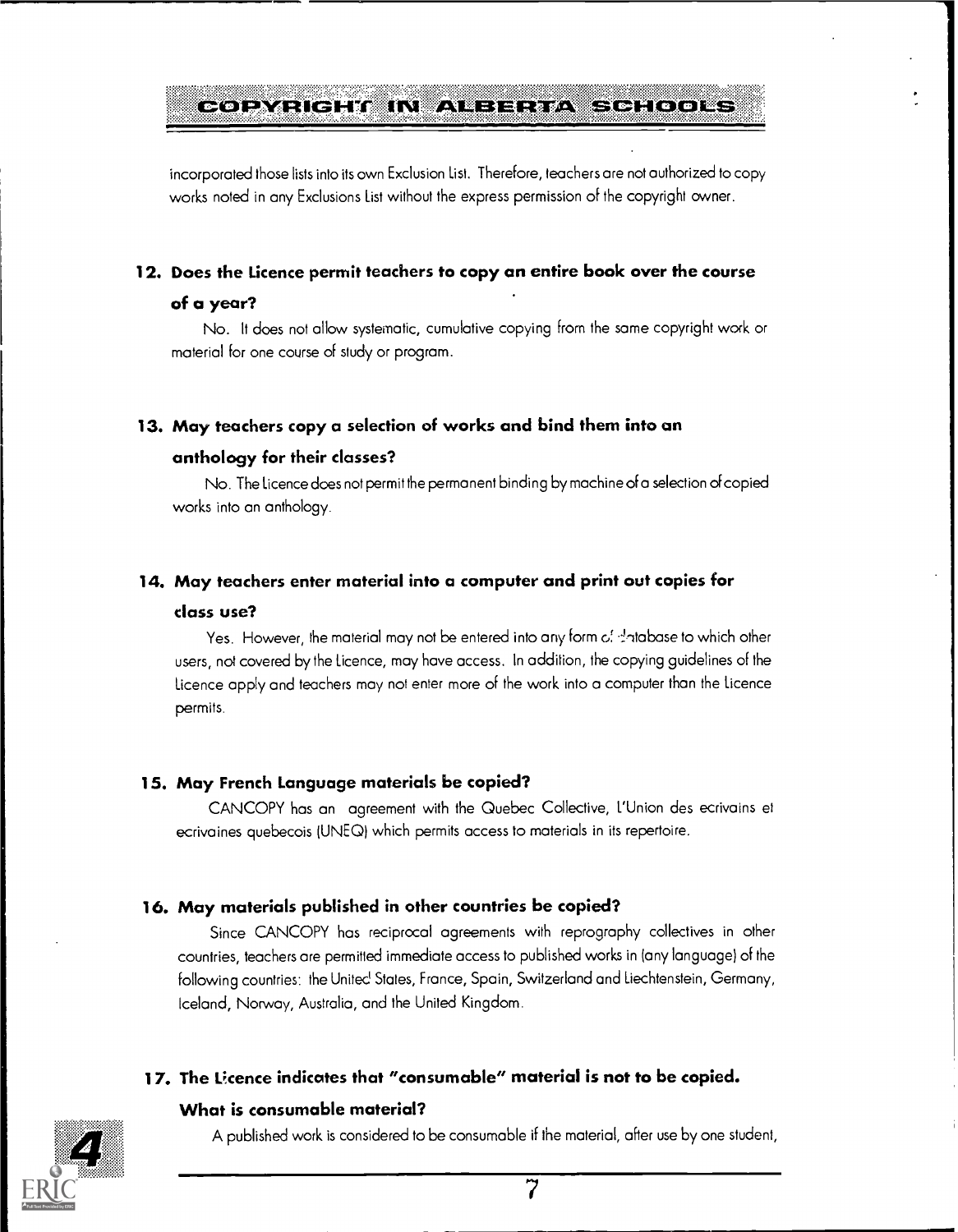incorporated those lists into its own Exclusion List. Therefore, teachers are not authorized to copy works noted in any Exclusions List without the express permission of the copyright owner.

### 12. Does the Licence permit teachers to copy an entire book over the course of a year?

No. It does not allow systematic, cumulative copying from the same copyright work or material for one course of study or program.

### 13. May teachers copy a selection of works and bind them into an anthology for their classes?

No. The Licence does not permit the permanent binding by machine of a selection of copied works into an anthology.

### 14. May teachers enter material into a computer and print out copies for class use?

Yes. However, the material may not be entered into any form of database to which other users, not covered by the Licence, may have access. In addition, the copying guidelines of the Licence apply and teachers may not enter more of the work into a computer than the Licence permits.

### 15. May French Language materials be copied?

CANCOPY has an agreement with the Quebec Collective, L'Union des ecrivains et ecrivaines quebecois (UNEQ) which permits access to materials in its repertoire.

### 16. May materials published in other countries be copied?

Since CANCOPY has reciprocal agreements with reprography collectives in other countries, teachers are permitted immediate access to published works in (any language) of the following countries: the United States, France, Spain, Switzerland and Liechtenstein, Germany, Iceland, Norway, Australia, and the United Kingdom.

### 17. The Licence indicates that "consumable" material is not to be copied. What is consumable material?

A published work is considered to be consumable if the material, after use by one student,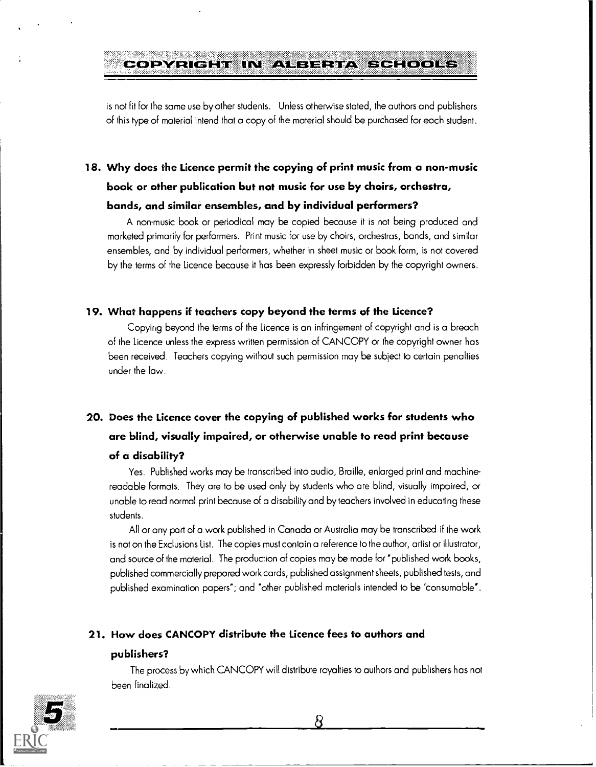is not fit for the same use by other students. Unless otherwise stated, the authors and publishers of this type of material intend that a copy of the material should be purchased for each student.

### 18. Why does the Licence permit the copying of print music from a non-music book or other publication but not music for use by choirs, orchestra, bands, and similar ensembles, and by individual performers?

A non-music book or periodical may be copied because it is not being produced and marketed primarily for performers. Print music for use by choirs, orchestras, bands, and similar ensembles, and by individual performers, whether in sheet music or book form, is not covered by the terms of the Licence because it has been expressly forbidden by the copyright owners.

### 19. What happens if teachers copy beyond the terms of the Licence?

Copying beyond the terms of the Licence is an infringement of copyright and is a breach of the Licence unless the express written permission of CANCOPY or the copyright owner has been received. Teachers copying without such permission may be subject to certain penalties under the law.

### 20. Does the Licence cover the copying of published works for students who are blind, visually impaired, or otherwise unable to read print because of a disability?

Yes. Published works may be transcribed into audio, Braille, enlarged print and machine-readable formats. They are to be used only by students who are blind, visually impaired, or unable to read normal print because of a disability and by teachers involved in educating these students.

All or any part of a work published in Canada or Australia may be transcribed if the work is not on the Exclusions List. The copies must contain a reference to the author, artist or illustrator, and source of the material. The production of copies may be made for "published work books, published commercially prepared work cards, published assignment sheets, published tests, and published examination papers"; and "other published materials intended to be 'consumable'".

### 21. How does CANCOPY distribute the Licence fees to authors and publishers?

The process by which CANCOPY will distribute royalties to authors and publishers has not been finalized.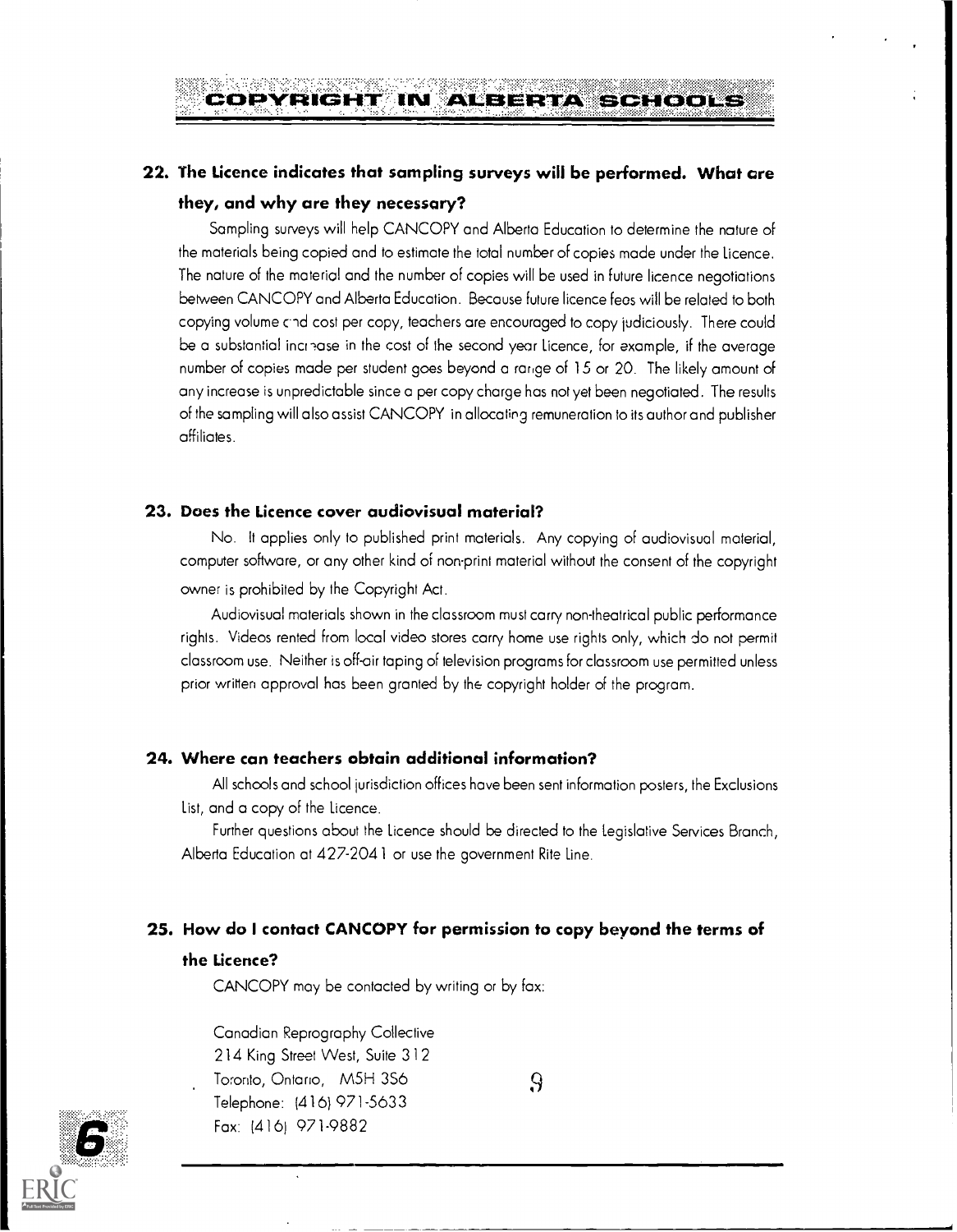## 22. The Licence indicates that sampling surveys will be performed. What are they, and why are they necessary?

Sampling surveys will help CANCOPY and Alberta Education to determine the nature of the materials being copied and to estimate the total number of copies made under the Licence. The nature of the material and the number of copies will be used in future licence negotiations between CANCOPY and Alberta Education. Because future licence fees will be related to both copying volume and cost per copy, teachers are encouraged to copy judiciously. There could be a substantial increase in the cost of the second year Licence, for example, if the average number of copies made per student goes beyond a range of 15 or 20. The likely amount of any increase is unpredictable since a per copy charge has not yet been negotiated. The results of the sampling will also assist CANCOPY in allocating remuneration to its author and publisher affiliates.

## 23. Does the Licence cover audiovisual material?

No. It applies only to published print materials. Any copying of audiovisual material, computer software, or any other kind of non-print material without the consent of the copyright owner is prohibited by the Copyright Act.

Audiovisual materials shown in the classroom must carry non-theatrical public performance rights. Videos rented from local video stores carry home use rights only, which do not permit classroom use. Neither is off-air taping of television programs for classroom use permitted unless prior written approval has been granted by the copyright holder of the program.

## 24. Where can teachers obtain additional information?

All schools and school jurisdiction offices have been sent information posters, the Exclusions List, and a copy of the Licence.

Further questions about the Licence should be directed to the Legislative Services Branch, Alberta Education at 427-2041 or use the government Rite Line.

## 25. How do I contact CANCOPY for permission to copy beyond the terms of the Licence?

CANCOPY may be contacted by writing or by fax:

Canadian Reprography Collective
214 King Street West, Suite 312
Toronto, Ontario, M5H 3S6
Telephone: (416) 971-5633
Fax: (416) 971-9882